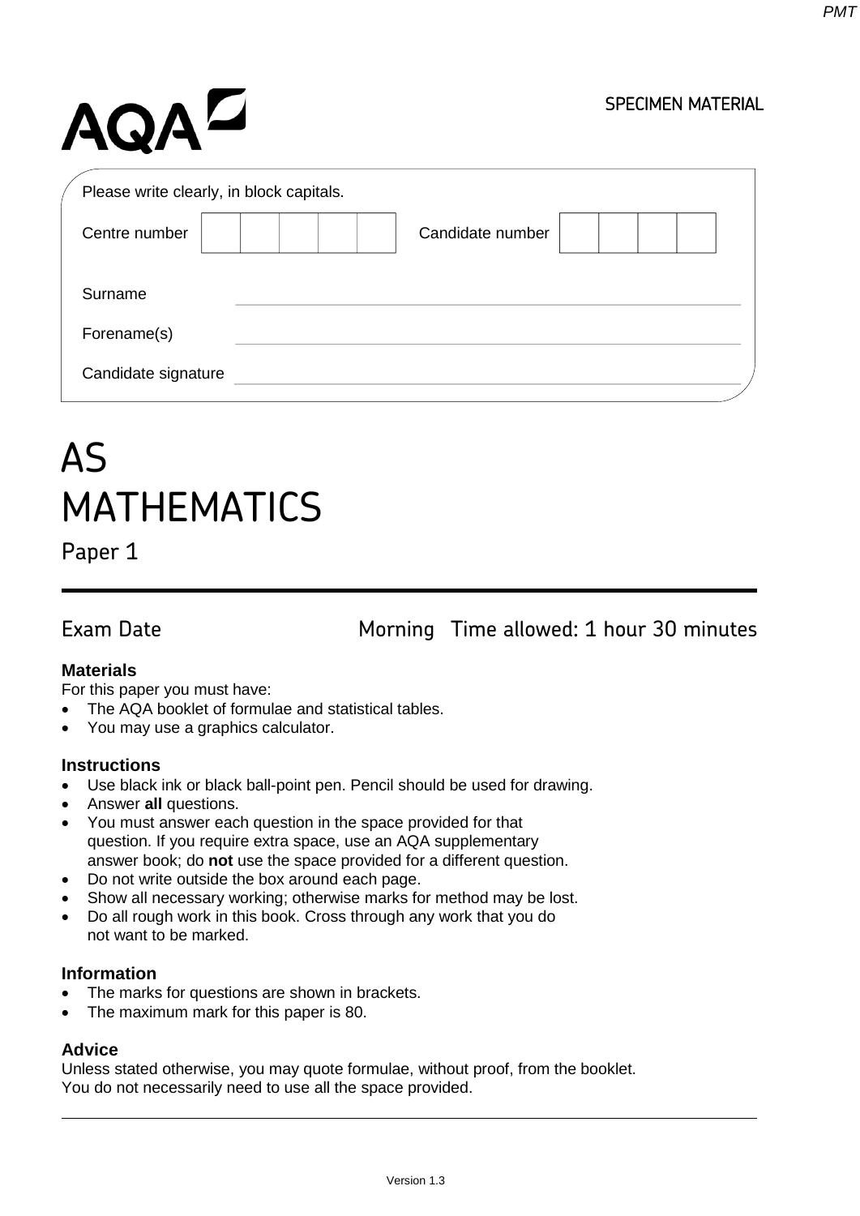SPECIMEN MATERIAL

Please write clearly, in block capitals.

Centre number | | | | | | Candidate number | | | | |

Surname

Forename(s)

Candidate signature

# AS MATHEMATICS

## Paper 1

Exam Date Morning Time allowed: 1 hour 30 minutes

**Materials**

For this paper you must have:

- The AQA booklet of formulae and statistical tables.
- You may use a graphics calculator.

**Instructions**

- Use black ink or black ball-point pen. Pencil should be used for drawing.
- Answer **all** questions.
- You must answer each question in the space provided for that question. If you require extra space, use an AQA supplementary answer book; do **not** use the space provided for a different question.
- Do not write outside the box around each page.
- Show all necessary working; otherwise marks for method may be lost.
- Do all rough work in this book. Cross through any work that you do not want to be marked.

**Information**

- The marks for questions are shown in brackets.
- The maximum mark for this paper is 80.

**Advice**

Unless stated otherwise, you may quote formulae, without proof, from the booklet.
You do not necessarily need to use all the space provided.

Version 1.3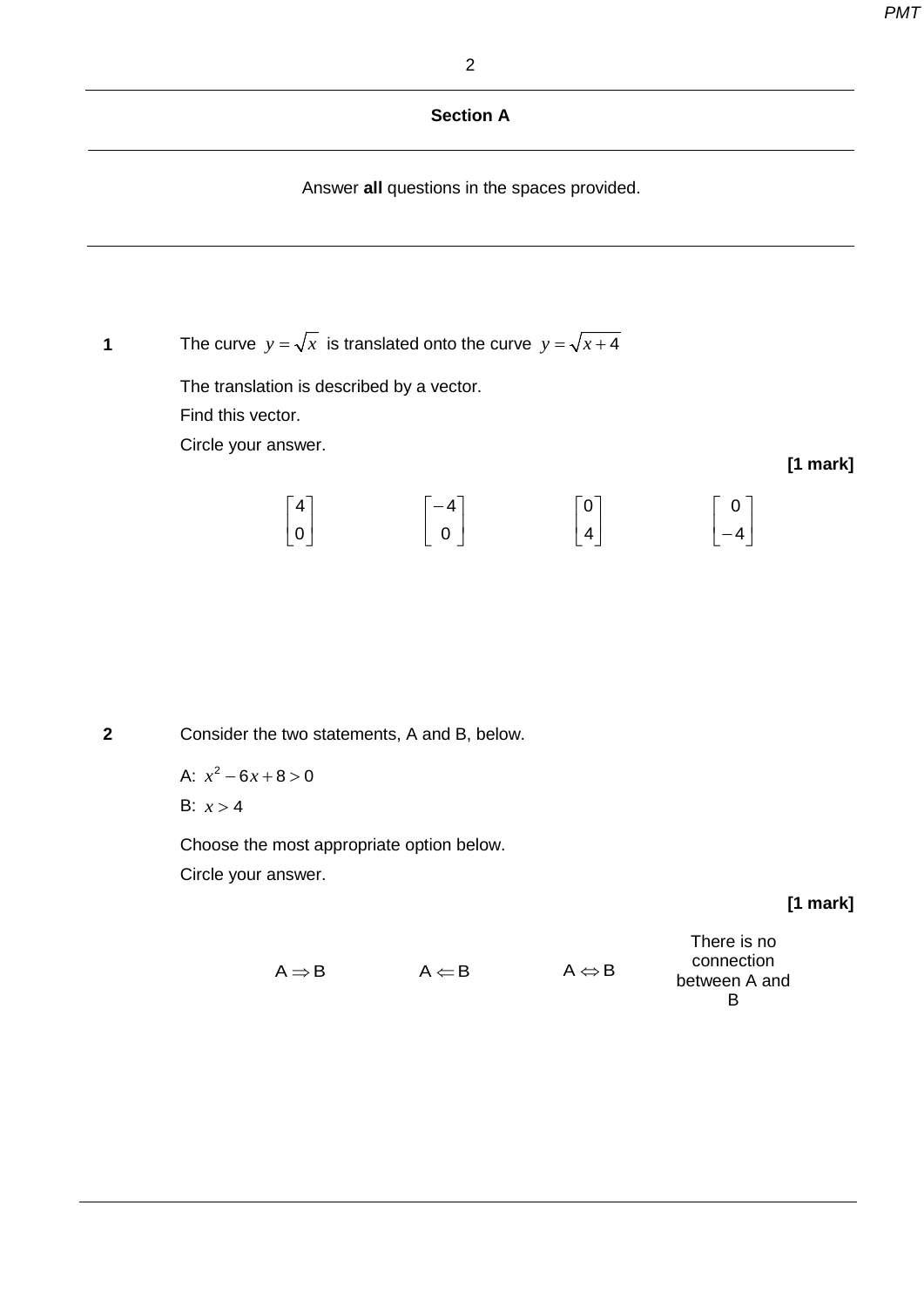## Section A

Answer **all** questions in the spaces provided.

**1** The curve $y = \sqrt{x}$ is translated onto the curve $y = \sqrt{x+4}$

The translation is described by a vector.

Find this vector.

Circle your answer.

**[1 mark]**

$\begin{bmatrix} 4 \\ 0 \end{bmatrix}$ $\qquad$ $\begin{bmatrix} -4 \\ 0 \end{bmatrix}$ $\qquad$ $\begin{bmatrix} 0 \\ 4 \end{bmatrix}$ $\qquad$ $\begin{bmatrix} 0 \\ -4 \end{bmatrix}$

**2** Consider the two statements, A and B, below.

A: $x^2 - 6x + 8 > 0$

B: $x > 4$

Choose the most appropriate option below.

Circle your answer.

**[1 mark]**

$A \Rightarrow B$ $\qquad$ $A \Leftarrow B$ $\qquad$ $A \Leftrightarrow B$ $\qquad$ There is no connection between A and B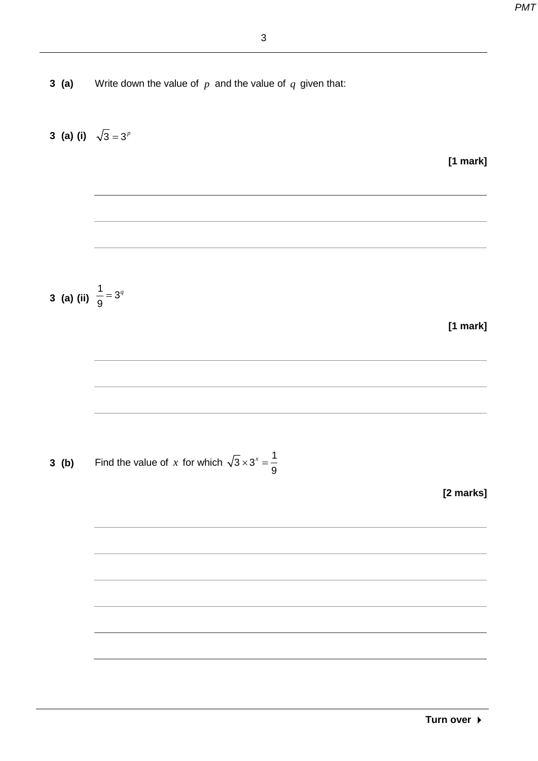**3 (a)** Write down the value of $p$ and the value of $q$ given that:

**3 (a) (i)** $\sqrt{3} = 3^p$

**[1 mark]**

**3 (a) (ii)** $\frac{1}{9} = 3^q$

**[1 mark]**

**3 (b)** Find the value of $x$ for which $\sqrt{3} \times 3^x = \frac{1}{9}$

**[2 marks]**

Turn over ▸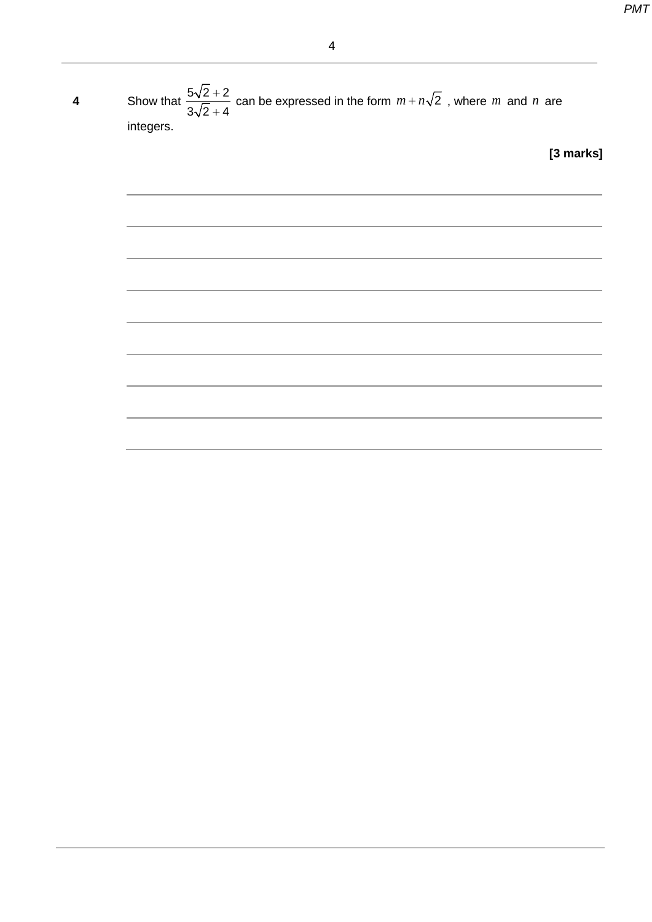**4** Show that $\dfrac{5\sqrt{2}+2}{3\sqrt{2}+4}$ can be expressed in the form $m + n\sqrt{2}$ , where $m$ and $n$ are integers.

**[3 marks]**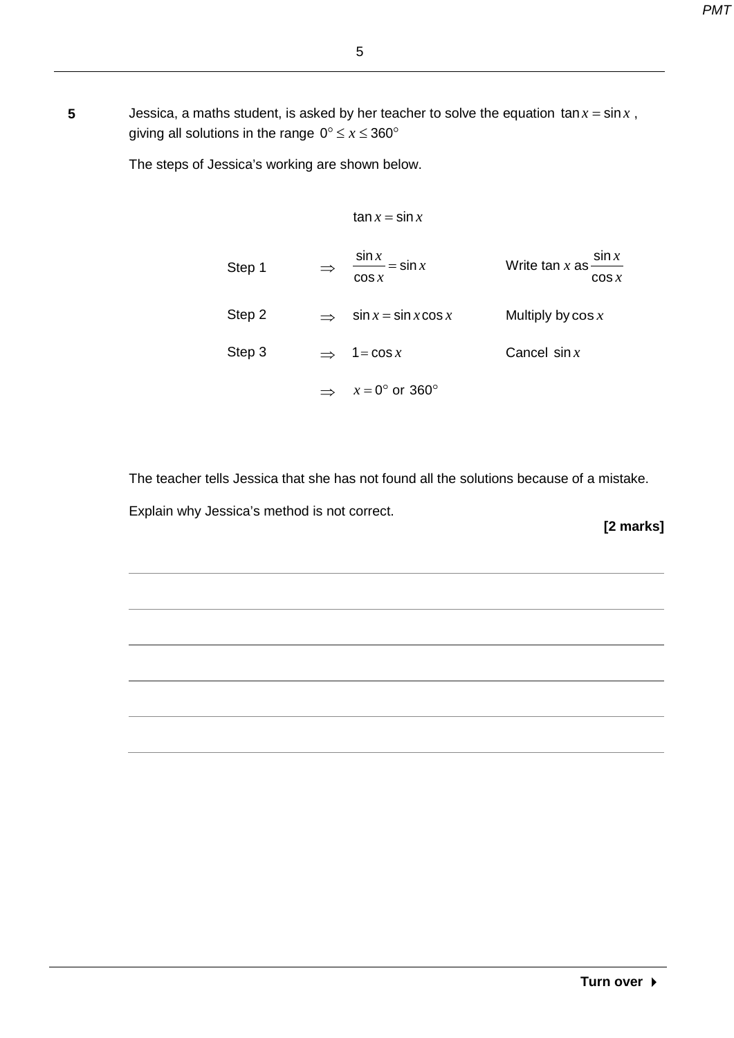**5** Jessica, a maths student, is asked by her teacher to solve the equation $\tan x = \sin x$, giving all solutions in the range $0° \leq x \leq 360°$

The steps of Jessica's working are shown below.

$$\tan x = \sin x$$

| | | | |
|---|---|---|---|
| Step 1 | $\Rightarrow$ | $\dfrac{\sin x}{\cos x} = \sin x$ | Write $\tan x$ as $\dfrac{\sin x}{\cos x}$ |
| Step 2 | $\Rightarrow$ | $\sin x = \sin x \cos x$ | Multiply by $\cos x$ |
| Step 3 | $\Rightarrow$ | $1 = \cos x$ | Cancel $\sin x$ |
| | $\Rightarrow$ | $x = 0°$ or $360°$ | |

The teacher tells Jessica that she has not found all the solutions because of a mistake.

Explain why Jessica's method is not correct.

**[2 marks]**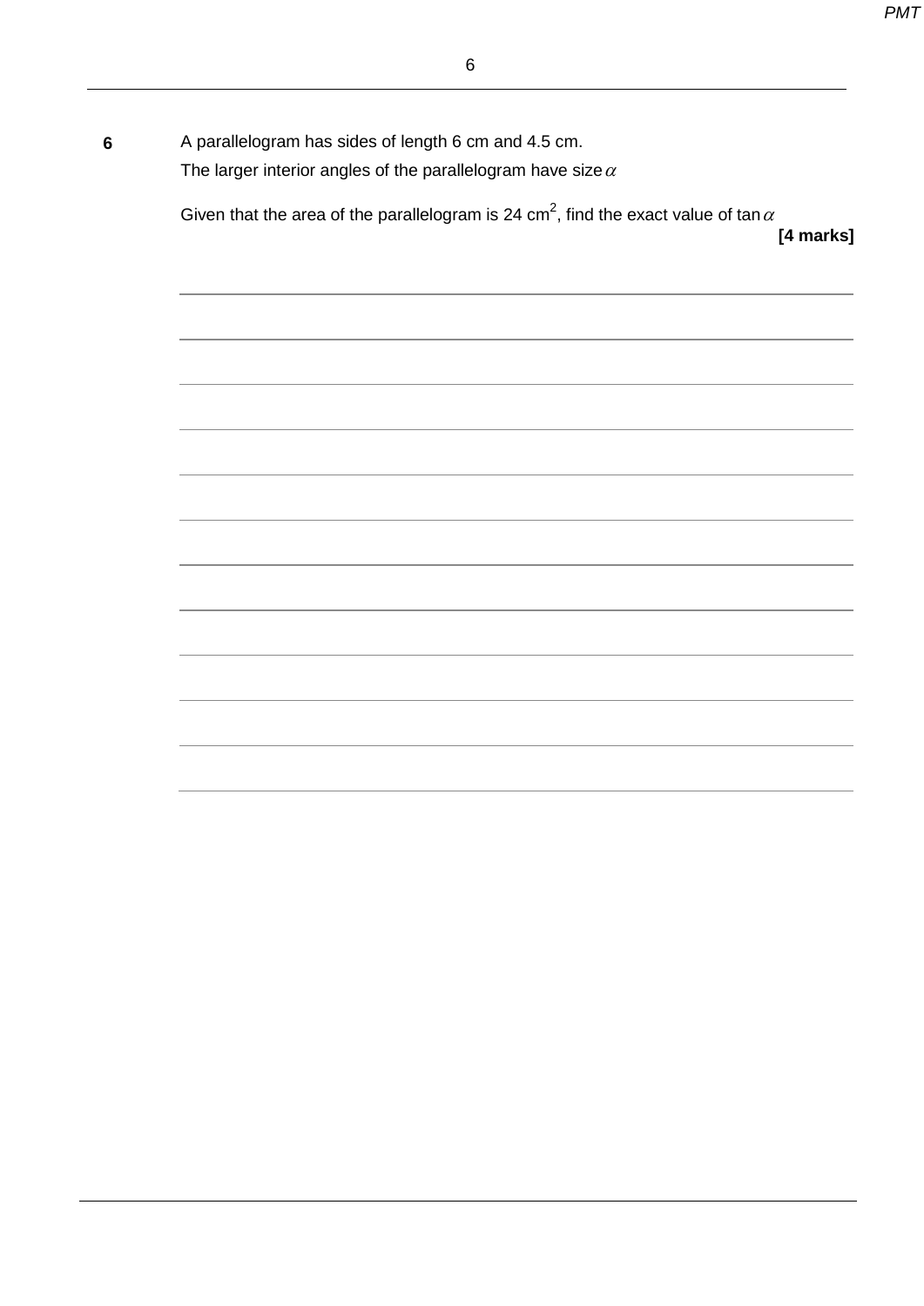**6** A parallelogram has sides of length 6 cm and 4.5 cm.

The larger interior angles of the parallelogram have size $\alpha$

Given that the area of the parallelogram is 24 $\text{cm}^2$, find the exact value of $\tan \alpha$

**[4 marks]**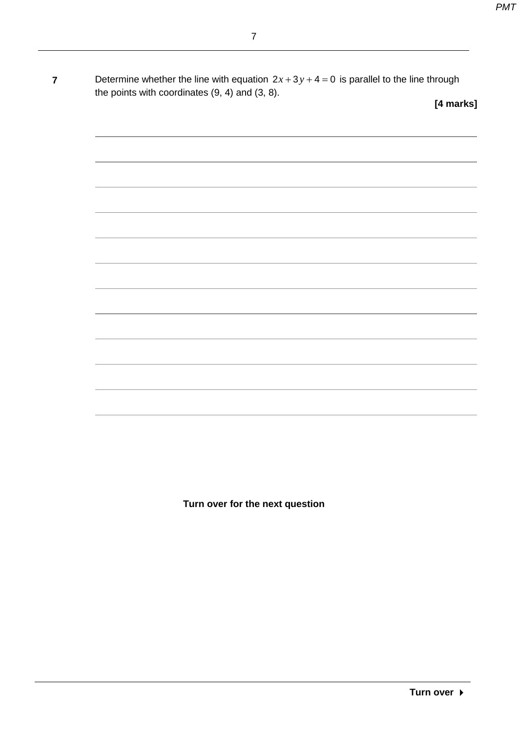**7** Determine whether the line with equation $2x + 3y + 4 = 0$ is parallel to the line through the points with coordinates (9, 4) and (3, 8).

**[4 marks]**

**Turn over for the next question**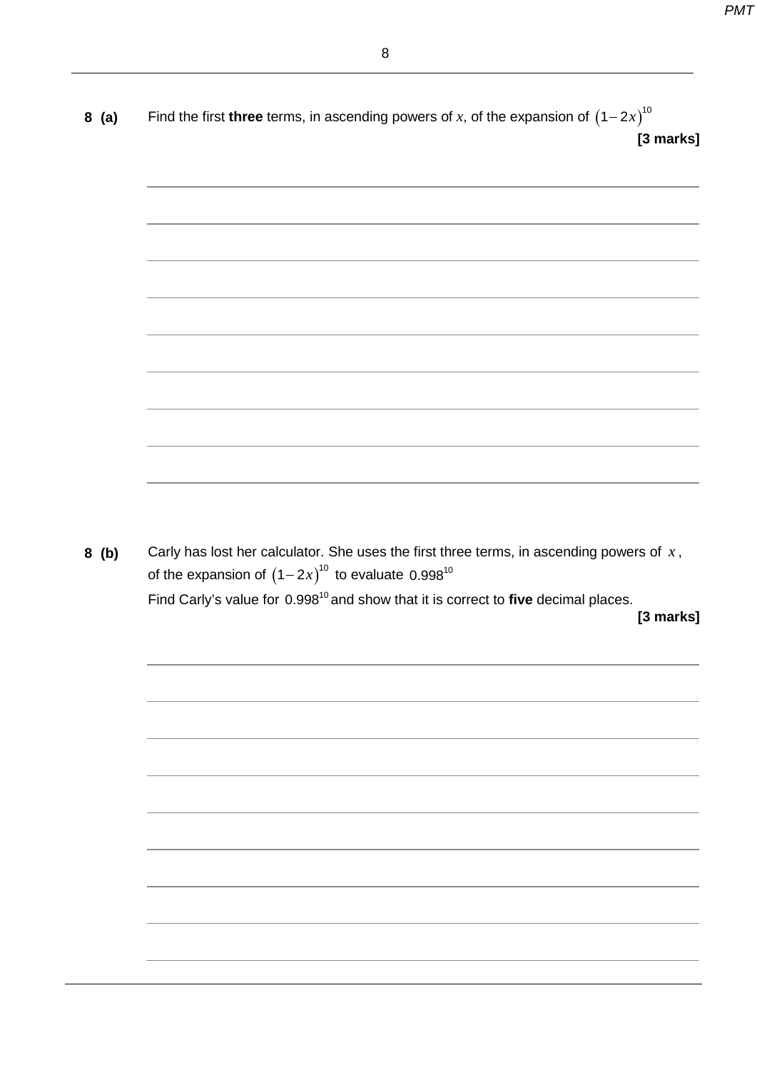**8 (a)** Find the first **three** terms, in ascending powers of $x$, of the expansion of $(1-2x)^{10}$

**[3 marks]**

**8 (b)** Carly has lost her calculator. She uses the first three terms, in ascending powers of $x$, of the expansion of $(1-2x)^{10}$ to evaluate $0.998^{10}$

Find Carly's value for $0.998^{10}$ and show that it is correct to **five** decimal places.

**[3 marks]**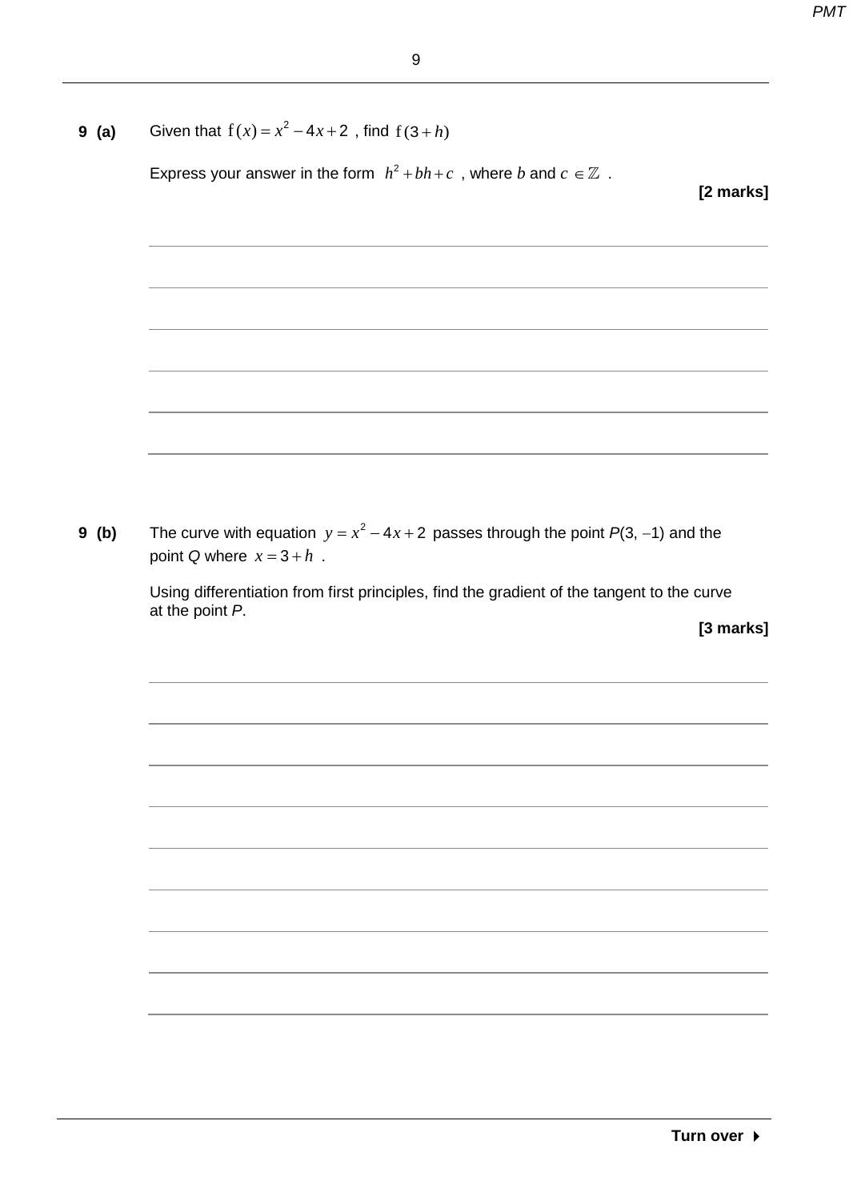**9 (a)** Given that $f(x) = x^2 - 4x + 2$ , find $f(3 + h)$

Express your answer in the form $h^2 + bh + c$ , where $b$ and $c \in \mathbb{Z}$ .

**[2 marks]**

**9 (b)** The curve with equation $y = x^2 - 4x + 2$ passes through the point $P(3, -1)$ and the point $Q$ where $x = 3 + h$ .

Using differentiation from first principles, find the gradient of the tangent to the curve at the point $P$.

**[3 marks]**

**Turn over ▶**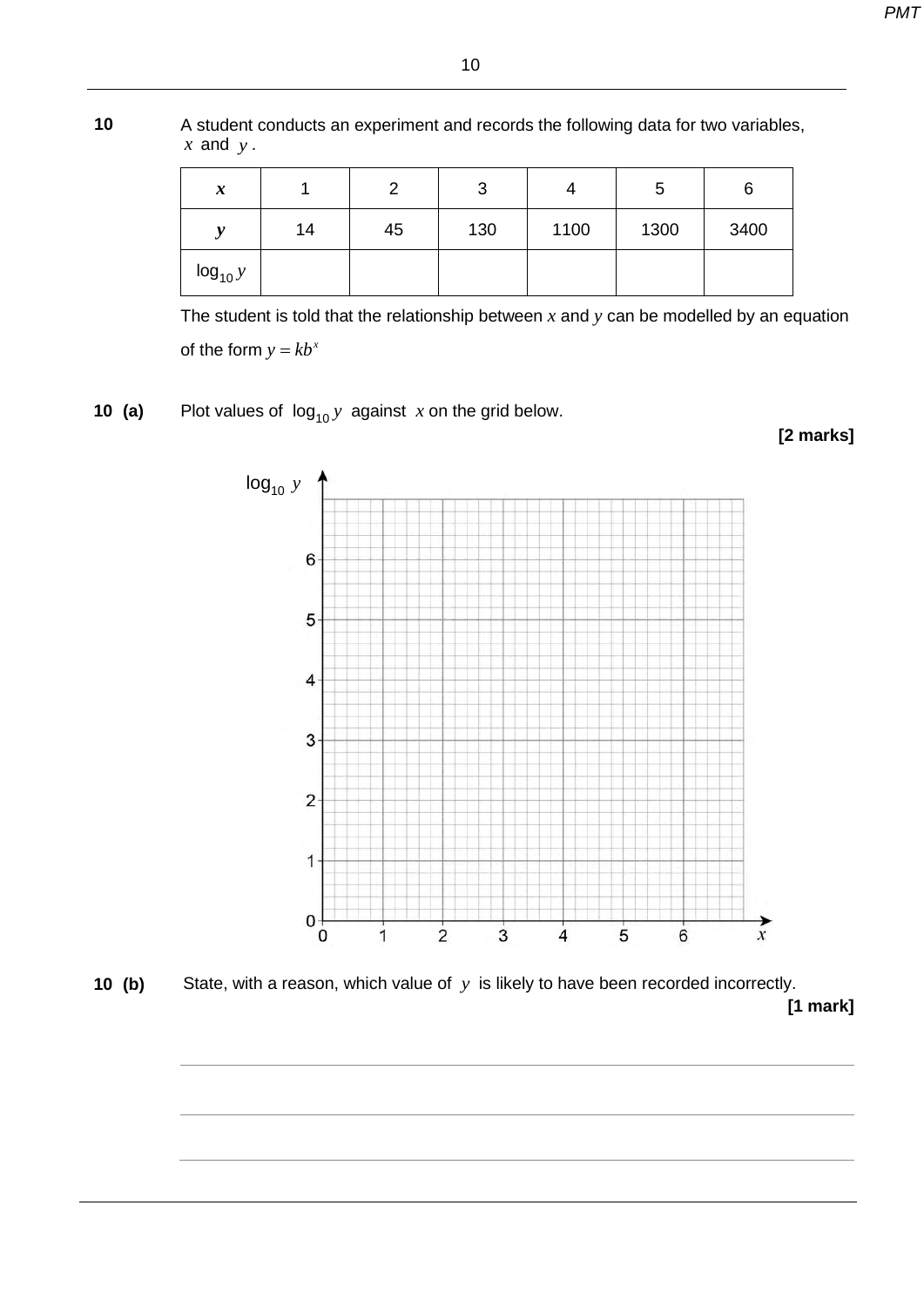**10** A student conducts an experiment and records the following data for two variables, $x$ and $y$.

| $x$ | 1 | 2 | 3 | 4 | 5 | 6 |
|---|---|---|---|---|---|---|
| $y$ | 14 | 45 | 130 | 1100 | 1300 | 3400 |
| $\log_{10} y$ | | | | | | |

The student is told that the relationship between $x$ and $y$ can be modelled by an equation of the form $y = kb^x$

**10 (a)** Plot values of $\log_{10} y$ against $x$ on the grid below.

**[2 marks]**

$\log_{10} y$

6

5

4

3

2

1

0

0 1 2 3 4 5 6 $x$

**10 (b)** State, with a reason, which value of $y$ is likely to have been recorded incorrectly.

**[1 mark]**

---

---

---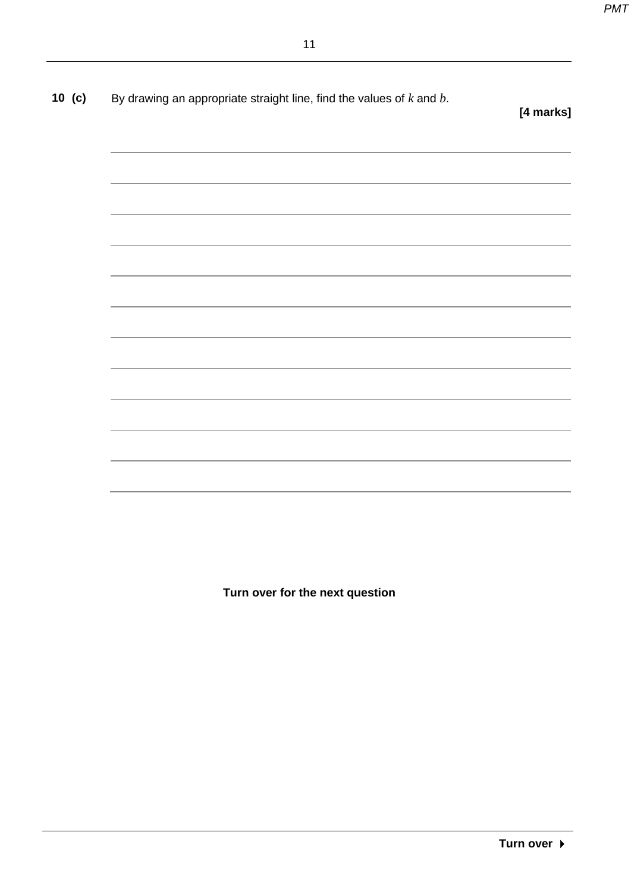**10 (c)** By drawing an appropriate straight line, find the values of $k$ and $b$.

**[4 marks]**

**Turn over for the next question**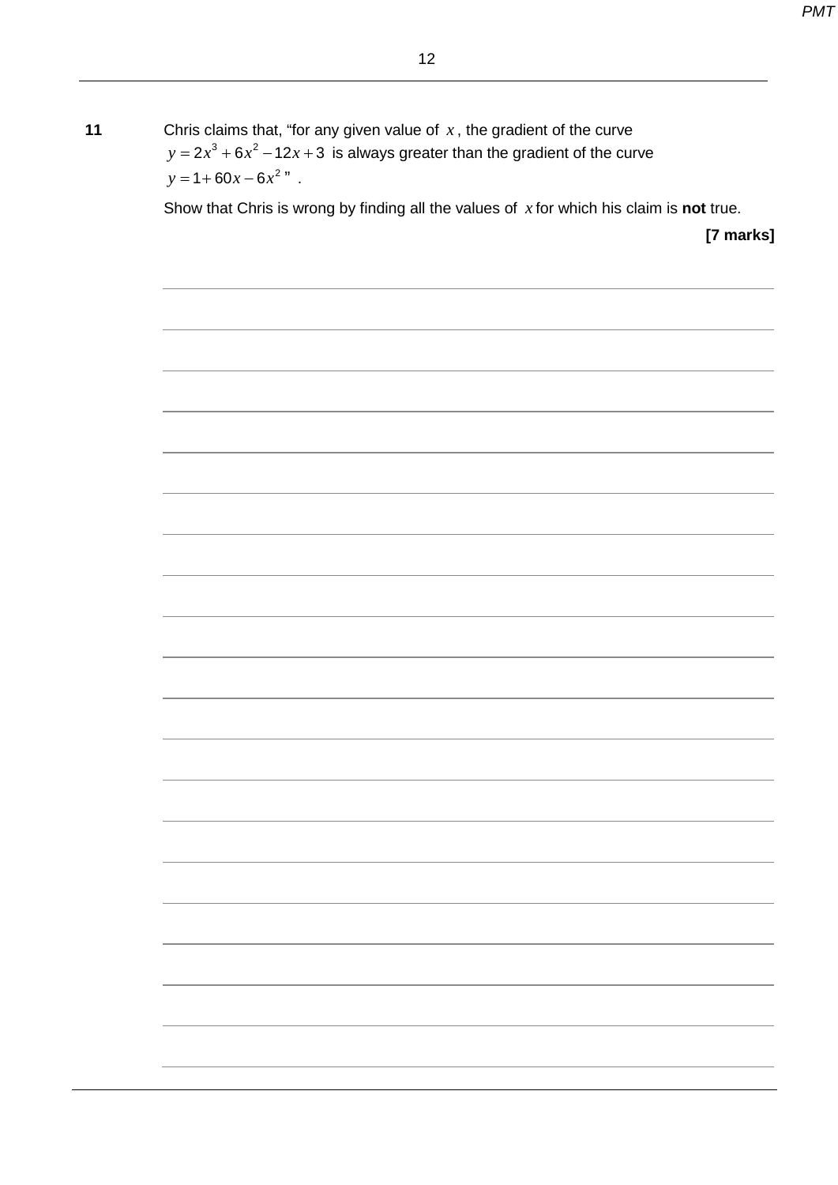**11** Chris claims that, "for any given value of $x$, the gradient of the curve $y = 2x^3 + 6x^2 - 12x + 3$ is always greater than the gradient of the curve $y = 1 + 60x - 6x^2$ ".

Show that Chris is wrong by finding all the values of $x$ for which his claim is **not** true.

**[7 marks]**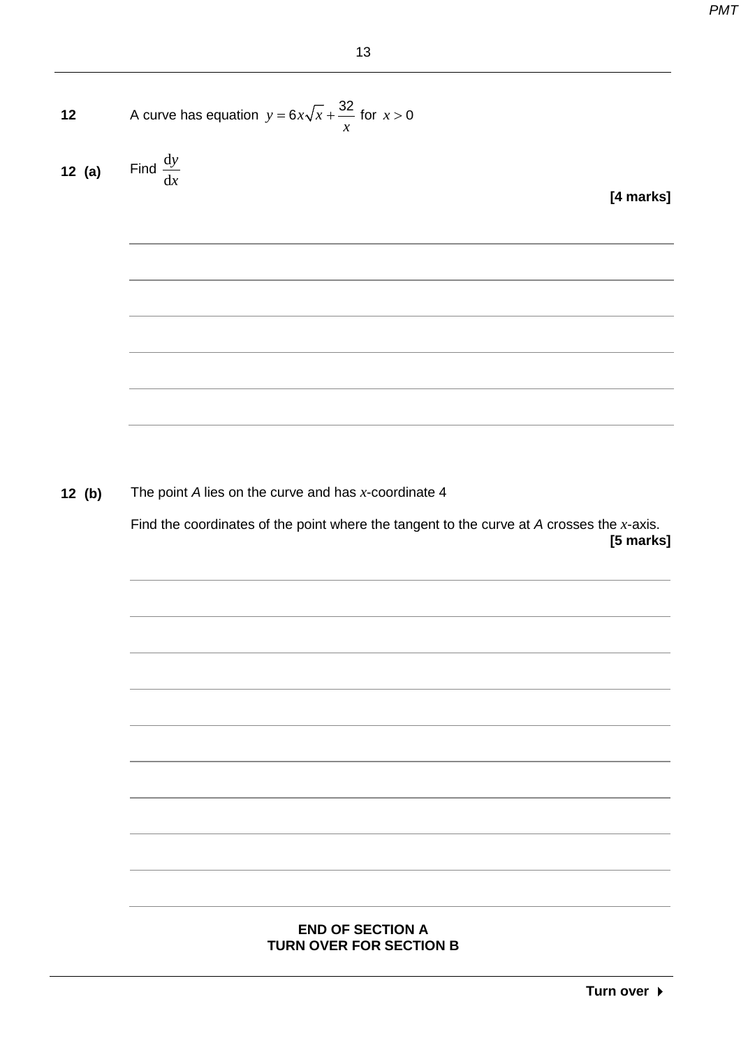**12** A curve has equation $y = 6x\sqrt{x} + \dfrac{32}{x}$ for $x > 0$

**12 (a)** Find $\dfrac{dy}{dx}$

**[4 marks]**

**12 (b)** The point $A$ lies on the curve and has $x$-coordinate 4

Find the coordinates of the point where the tangent to the curve at $A$ crosses the $x$-axis.

**[5 marks]**

**END OF SECTION A**
**TURN OVER FOR SECTION B**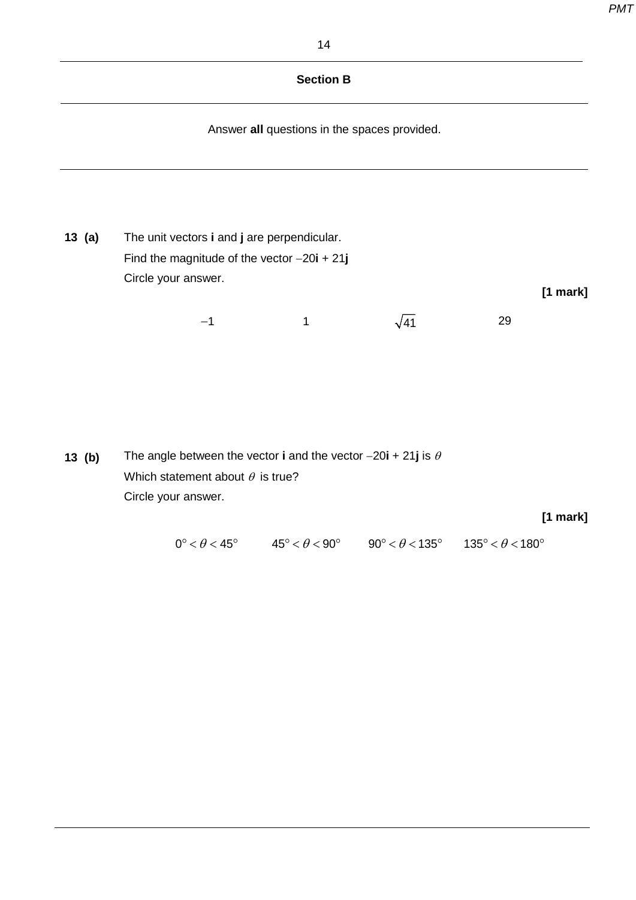## Section B

Answer **all** questions in the spaces provided.

**13 (a)** The unit vectors **i** and **j** are perpendicular.

Find the magnitude of the vector $-20\mathbf{i} + 21\mathbf{j}$

Circle your answer.

**[1 mark]**

$-1$ $\qquad$ $1$ $\qquad$ $\sqrt{41}$ $\qquad$ $29$

**13 (b)** The angle between the vector **i** and the vector $-20\mathbf{i} + 21\mathbf{j}$ is $\theta$

Which statement about $\theta$ is true?

Circle your answer.

**[1 mark]**

$0° < \theta < 45°$ $\qquad$ $45° < \theta < 90°$ $\qquad$ $90° < \theta < 135°$ $\qquad$ $135° < \theta < 180°$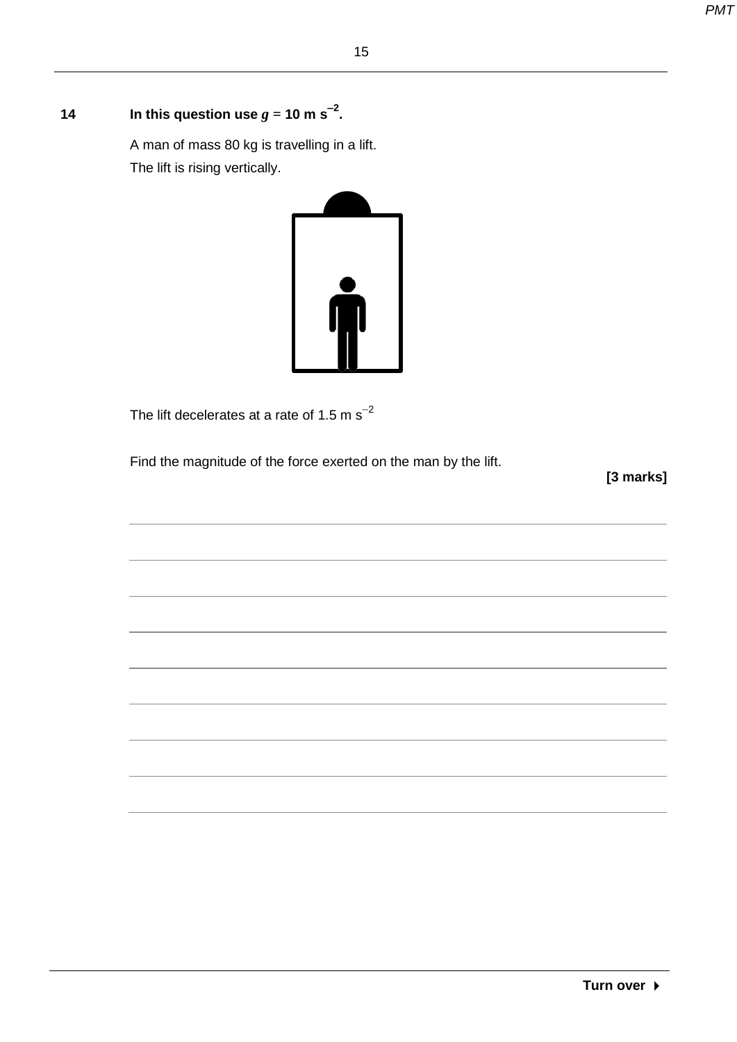**14** **In this question use $g = 10\text{ m s}^{-2}$.**

A man of mass 80 kg is travelling in a lift.

The lift is rising vertically.

The lift decelerates at a rate of $1.5\text{ m s}^{-2}$

Find the magnitude of the force exerted on the man by the lift.

**[3 marks]**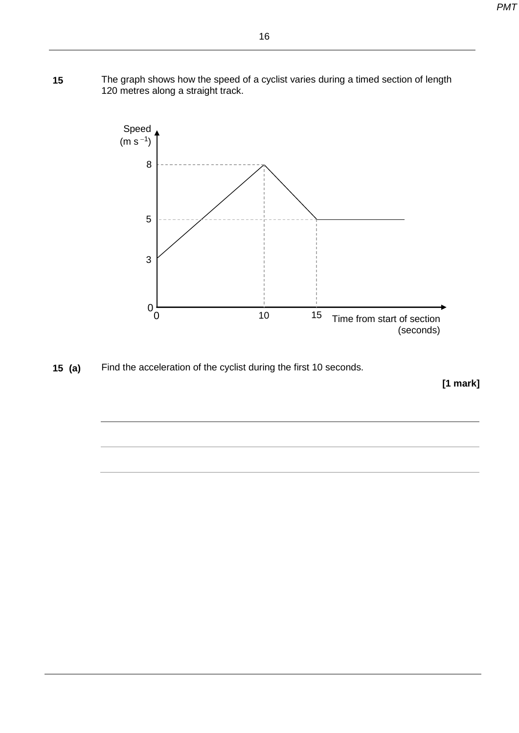**15** The graph shows how the speed of a cyclist varies during a timed section of length 120 metres along a straight track.

**15 (a)** Find the acceleration of the cyclist during the first 10 seconds.

**[1 mark]**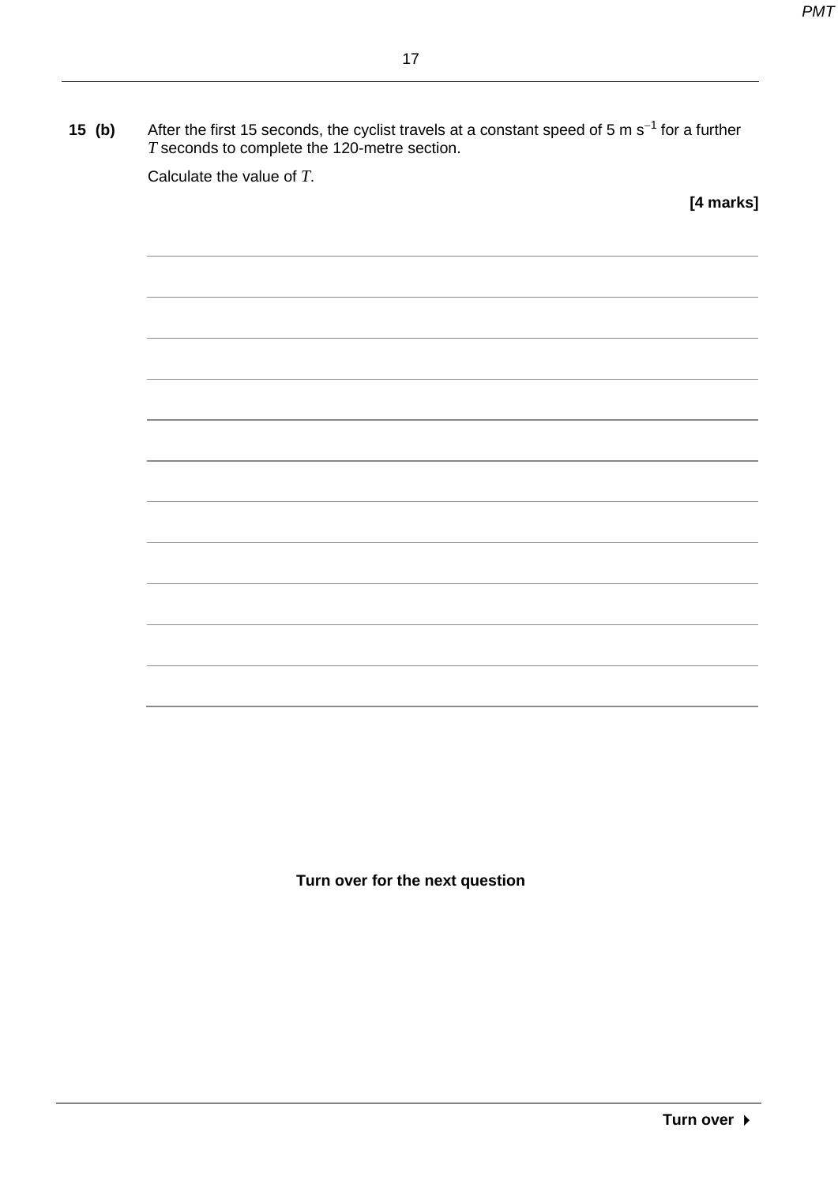**15 (b)** After the first 15 seconds, the cyclist travels at a constant speed of 5 m s$^{-1}$ for a further $T$ seconds to complete the 120-metre section.

Calculate the value of $T$.

**[4 marks]**

**Turn over for the next question**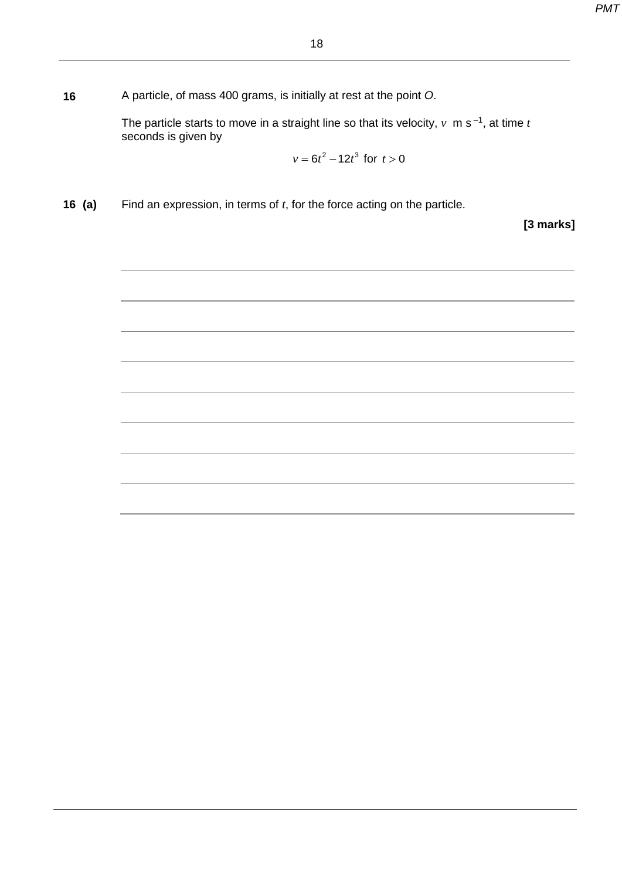**16** A particle, of mass 400 grams, is initially at rest at the point *O*.

The particle starts to move in a straight line so that its velocity, $v$ m s$^{-1}$, at time $t$ seconds is given by

$$v = 6t^2 - 12t^3 \text{ for } t > 0$$

**16 (a)** Find an expression, in terms of $t$, for the force acting on the particle.

**[3 marks]**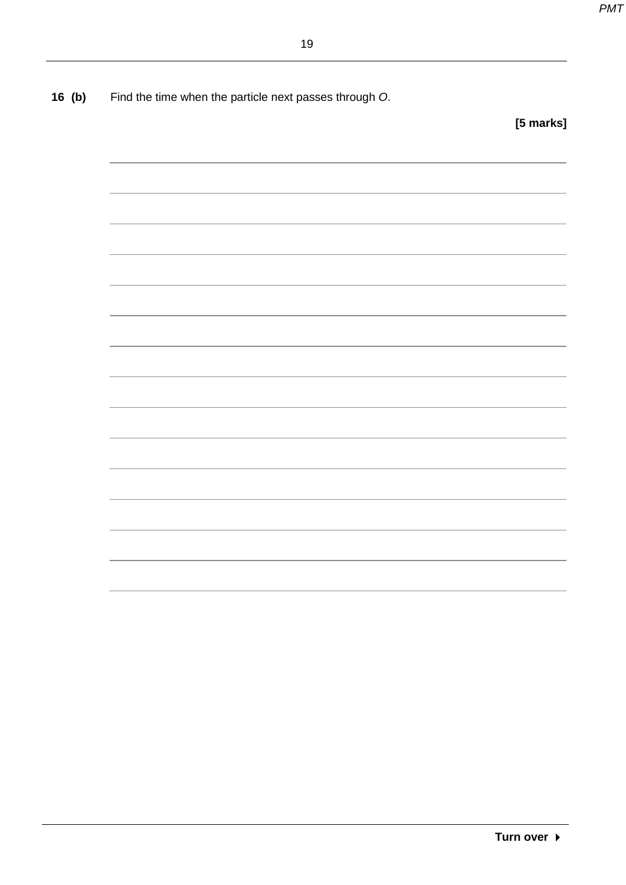**16 (b)** Find the time when the particle next passes through $O$.

**[5 marks]**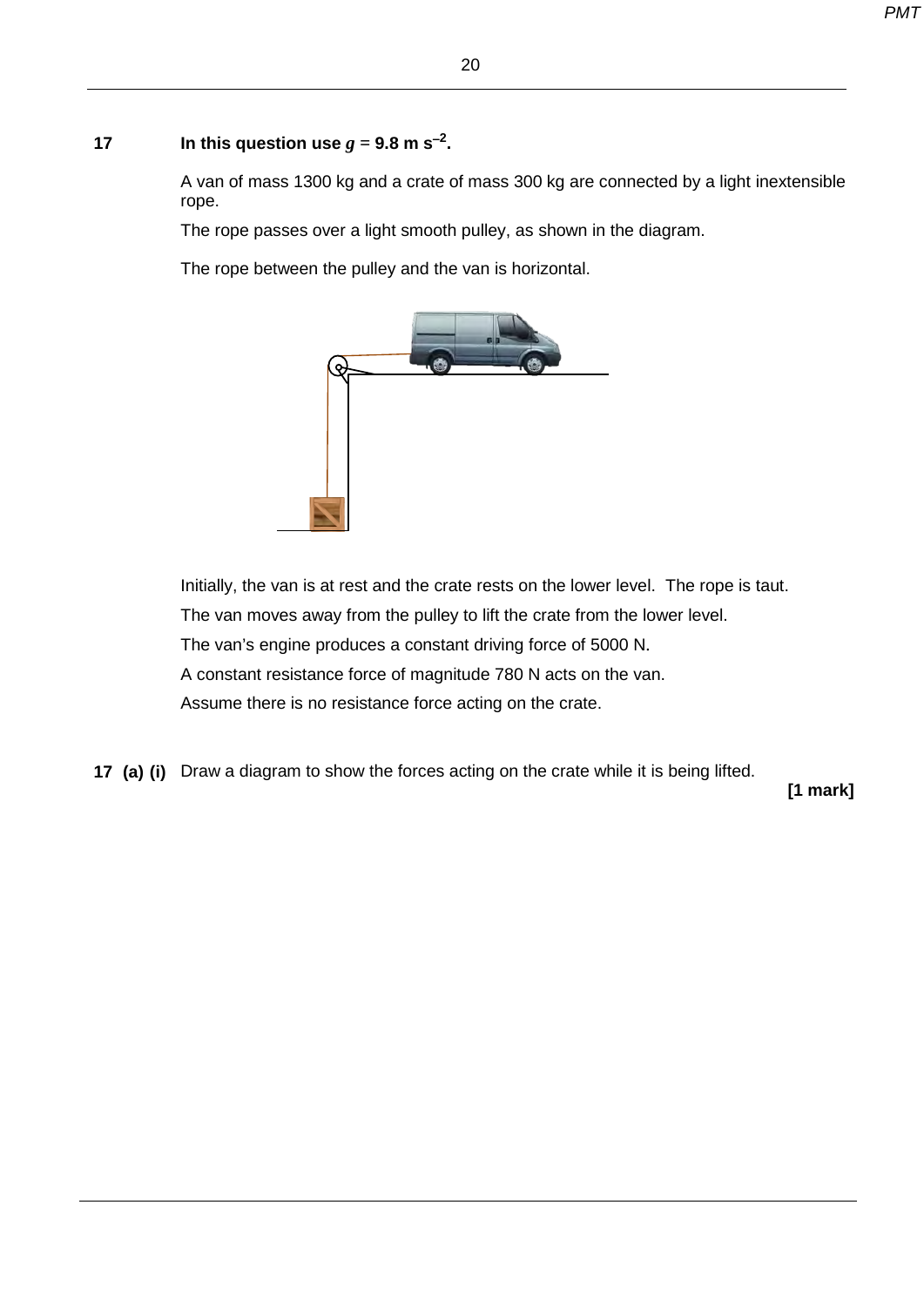**17** **In this question use $g$ = 9.8 m s$^{-2}$.**

A van of mass 1300 kg and a crate of mass 300 kg are connected by a light inextensible rope.

The rope passes over a light smooth pulley, as shown in the diagram.

The rope between the pulley and the van is horizontal.

Initially, the van is at rest and the crate rests on the lower level. The rope is taut.

The van moves away from the pulley to lift the crate from the lower level.

The van's engine produces a constant driving force of 5000 N.

A constant resistance force of magnitude 780 N acts on the van.

Assume there is no resistance force acting on the crate.

**17 (a) (i)** Draw a diagram to show the forces acting on the crate while it is being lifted.

**[1 mark]**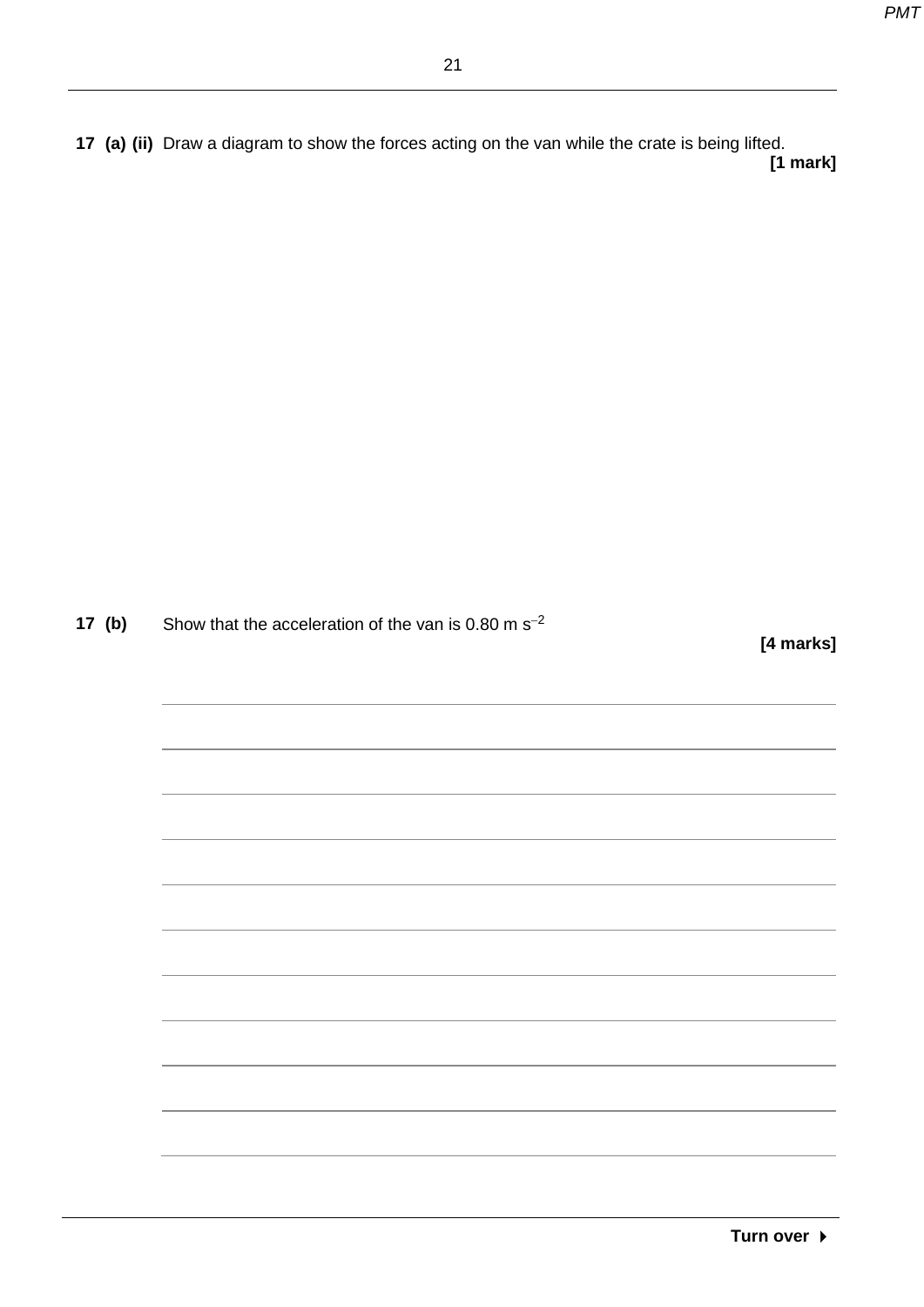**17 (a) (ii)** Draw a diagram to show the forces acting on the van while the crate is being lifted.

**[1 mark]**

**17 (b)** Show that the acceleration of the van is 0.80 m $s^{-2}$

**[4 marks]**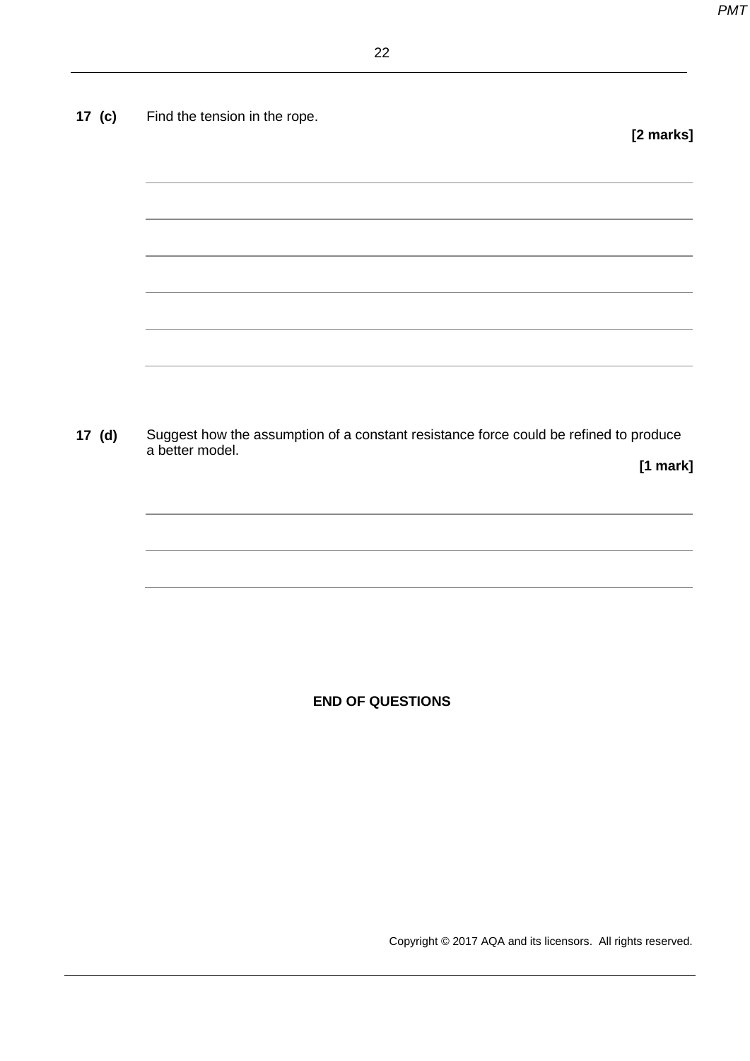**17 (c)** Find the tension in the rope.

**[2 marks]**

**17 (d)** Suggest how the assumption of a constant resistance force could be refined to produce a better model.

**[1 mark]**

**END OF QUESTIONS**

Copyright © 2017 AQA and its licensors. All rights reserved.